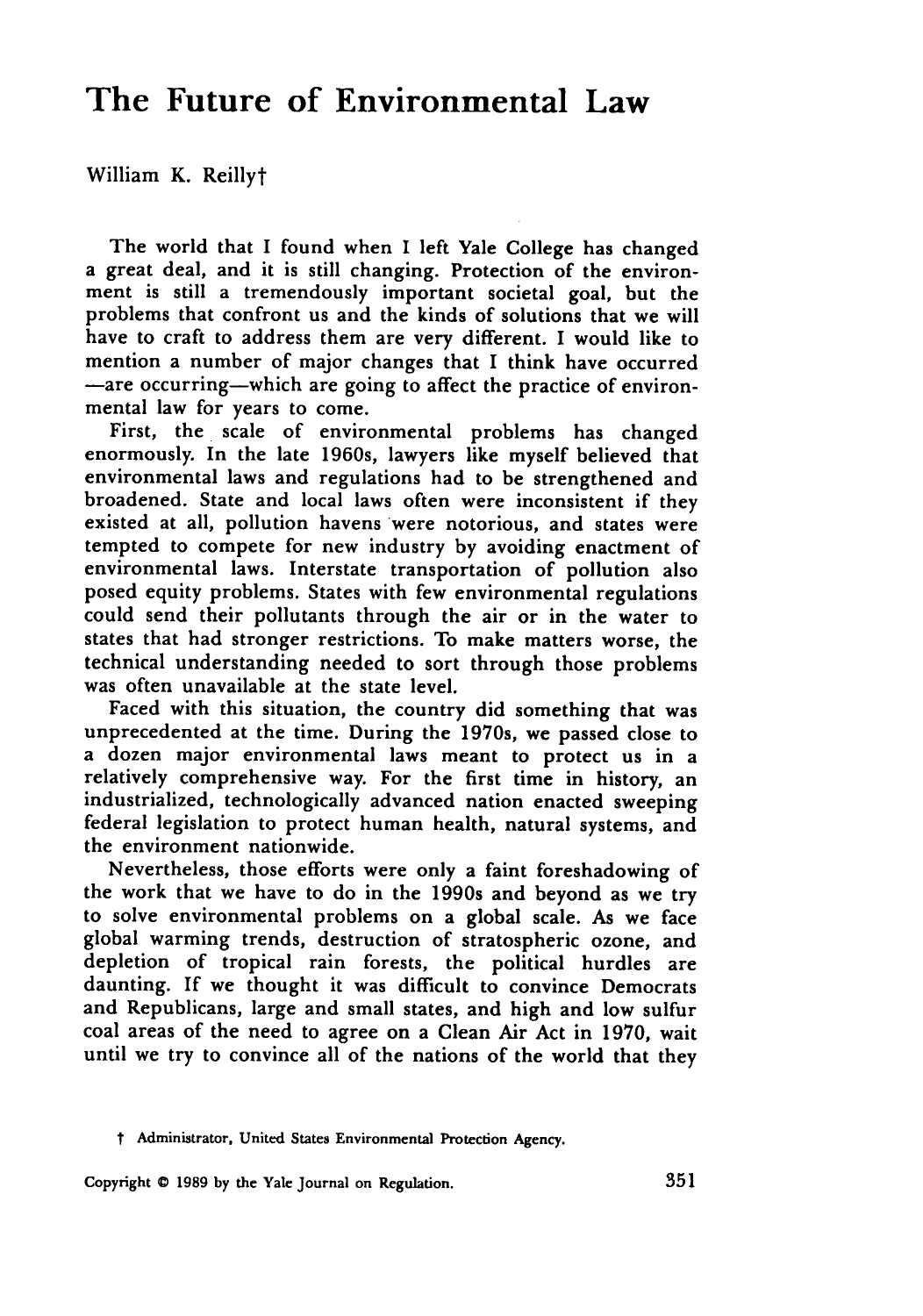# The Future of Environmental Law

William K. Reilly†

The world that I found when I left Yale College has changed a great deal, and it is still changing. Protection of the environment is still a tremendously important societal goal, but the problems that confront us and the kinds of solutions that we will have to craft to address them are very different. I would like to mention a number of major changes that I think have occurred —are occurring—which are going to affect the practice of environmental law for years to come.

First, the scale of environmental problems has changed enormously. In the late 1960s, lawyers like myself believed that environmental laws and regulations had to be strengthened and broadened. State and local laws often were inconsistent if they existed at all, pollution havens were notorious, and states were tempted to compete for new industry by avoiding enactment of environmental laws. Interstate transportation of pollution also posed equity problems. States with few environmental regulations could send their pollutants through the air or in the water to states that had stronger restrictions. To make matters worse, the technical understanding needed to sort through those problems was often unavailable at the state level.

Faced with this situation, the country did something that was unprecedented at the time. During the 1970s, we passed close to a dozen major environmental laws meant to protect us in a relatively comprehensive way. For the first time in history, an industrialized, technologically advanced nation enacted sweeping federal legislation to protect human health, natural systems, and the environment nationwide.

Nevertheless, those efforts were only a faint foreshadowing of the work that we have to do in the 1990s and beyond as we try to solve environmental problems on a global scale. As we face global warming trends, destruction of stratospheric ozone, and depletion of tropical rain forests, the political hurdles are daunting. If we thought it was difficult to convince Democrats and Republicans, large and small states, and high and low sulfur coal areas of the need to agree on a Clean Air Act in 1970, wait until we try to convince all of the nations of the world that they

† Administrator, United States Environmental Protection Agency.

Copyright © 1989 by the Yale Journal on Regulation.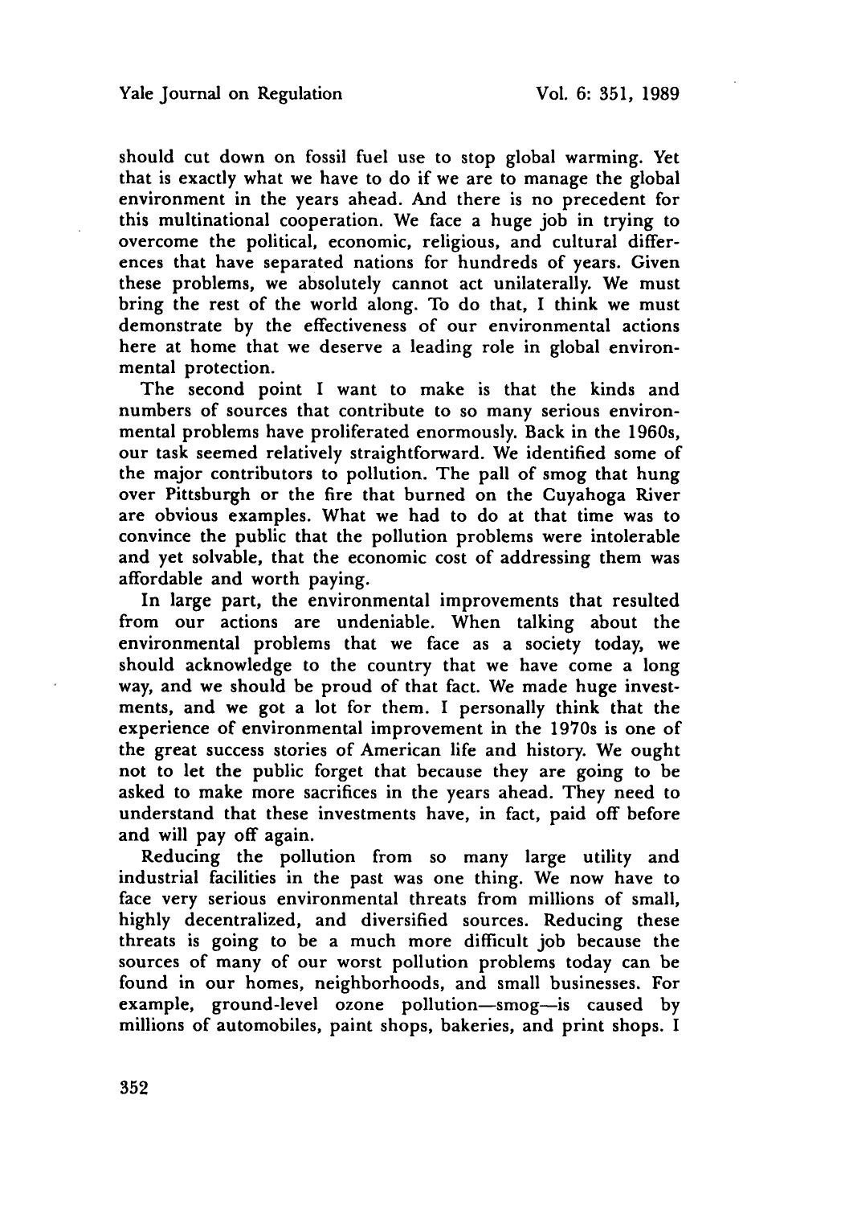should cut down on fossil fuel use to stop global warming. Yet that is exactly what we have to do if we are to manage the global environment in the years ahead. And there is no precedent for this multinational cooperation. We face a huge job in trying to overcome the political, economic, religious, and cultural differences that have separated nations for hundreds of years. Given these problems, we absolutely cannot act unilaterally. We must bring the rest of the world along. To do that, I think we must demonstrate by the effectiveness of our environmental actions here at home that we deserve a leading role in global environmental protection.

The second point I want to make is that the kinds and numbers of sources that contribute to so many serious environmental problems have proliferated enormously. Back in the 1960s, our task seemed relatively straightforward. We identified some of the major contributors to pollution. The pall of smog that hung over Pittsburgh or the fire that burned on the Cuyahoga River are obvious examples. What we had to do at that time was to convince the public that the pollution problems were intolerable and yet solvable, that the economic cost of addressing them was affordable and worth paying.

In large part, the environmental improvements that resulted from our actions are undeniable. When talking about the environmental problems that we face as a society today, we should acknowledge to the country that we have come a long way, and we should be proud of that fact. We made huge investments, and we got a lot for them. I personally think that the experience of environmental improvement in the 1970s is one of the great success stories of American life and history. We ought not to let the public forget that because they are going to be asked to make more sacrifices in the years ahead. They need to understand that these investments have, in fact, paid off before and will pay off again.

Reducing the pollution from so many large utility and industrial facilities in the past was one thing. We now have to face very serious environmental threats from millions of small, highly decentralized, and diversified sources. Reducing these threats is going to be a much more difficult job because the sources of many of our worst pollution problems today can be found in our homes, neighborhoods, and small businesses. For example, ground-level ozone pollution—smog—is caused by millions of automobiles, paint shops, bakeries, and print shops. I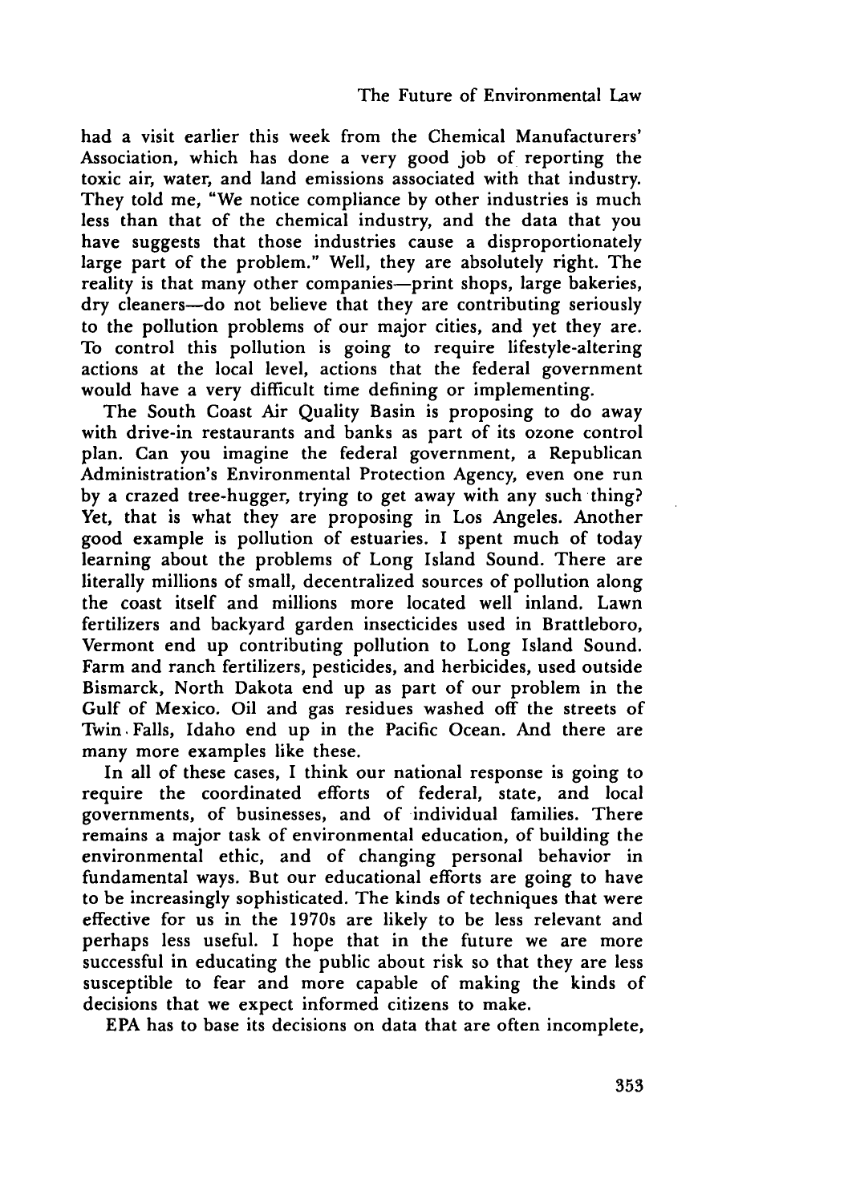had a visit earlier this week from the Chemical Manufacturers' Association, which has done a very good job of reporting the toxic air, water, and land emissions associated with that industry. They told me, "We notice compliance by other industries is much less than that of the chemical industry, and the data that you have suggests that those industries cause a disproportionately large part of the problem." Well, they are absolutely right. The reality is that many other companies—print shops, large bakeries, dry cleaners—do not believe that they are contributing seriously to the pollution problems of our major cities, and yet they are. To control this pollution is going to require lifestyle-altering actions at the local level, actions that the federal government would have a very difficult time defining or implementing.

The South Coast Air Quality Basin is proposing to do away with drive-in restaurants and banks as part of its ozone control plan. Can you imagine the federal government, a Republican Administration's Environmental Protection Agency, even one run by a crazed tree-hugger, trying to get away with any such thing? Yet, that is what they are proposing in Los Angeles. Another good example is pollution of estuaries. I spent much of today learning about the problems of Long Island Sound. There are literally millions of small, decentralized sources of pollution along the coast itself and millions more located well inland. Lawn fertilizers and backyard garden insecticides used in Brattleboro, Vermont end up contributing pollution to Long Island Sound. Farm and ranch fertilizers, pesticides, and herbicides, used outside Bismarck, North Dakota end up as part of our problem in the Gulf of Mexico. Oil and gas residues washed off the streets of Twin Falls, Idaho end up in the Pacific Ocean. And there are many more examples like these.

In all of these cases, I think our national response is going to require the coordinated efforts of federal, state, and local governments, of businesses, and of individual families. There remains a major task of environmental education, of building the environmental ethic, and of changing personal behavior in fundamental ways. But our educational efforts are going to have to be increasingly sophisticated. The kinds of techniques that were effective for us in the 1970s are likely to be less relevant and perhaps less useful. I hope that in the future we are more successful in educating the public about risk so that they are less susceptible to fear and more capable of making the kinds of decisions that we expect informed citizens to make.

EPA has to base its decisions on data that are often incomplete,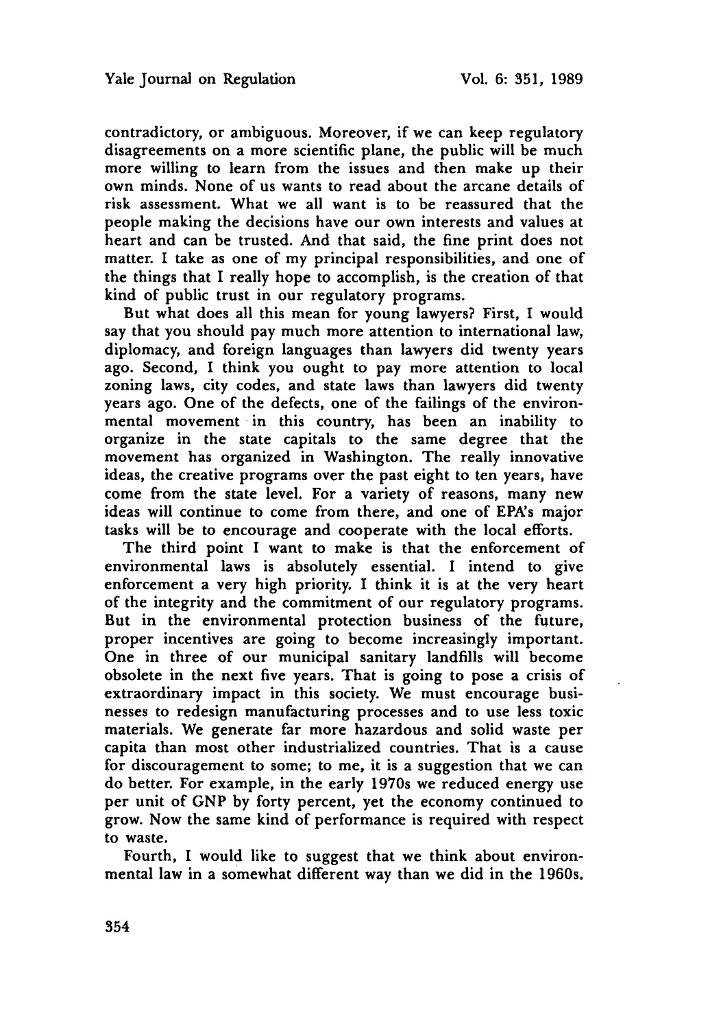contradictory, or ambiguous. Moreover, if we can keep regulatory disagreements on a more scientific plane, the public will be much more willing to learn from the issues and then make up their own minds. None of us wants to read about the arcane details of risk assessment. What we all want is to be reassured that the people making the decisions have our own interests and values at heart and can be trusted. And that said, the fine print does not matter. I take as one of my principal responsibilities, and one of the things that I really hope to accomplish, is the creation of that kind of public trust in our regulatory programs.

But what does all this mean for young lawyers? First, I would say that you should pay much more attention to international law, diplomacy, and foreign languages than lawyers did twenty years ago. Second, I think you ought to pay more attention to local zoning laws, city codes, and state laws than lawyers did twenty years ago. One of the defects, one of the failings of the environmental movement in this country, has been an inability to organize in the state capitals to the same degree that the movement has organized in Washington. The really innovative ideas, the creative programs over the past eight to ten years, have come from the state level. For a variety of reasons, many new ideas will continue to come from there, and one of EPA's major tasks will be to encourage and cooperate with the local efforts.

The third point I want to make is that the enforcement of environmental laws is absolutely essential. I intend to give enforcement a very high priority. I think it is at the very heart of the integrity and the commitment of our regulatory programs. But in the environmental protection business of the future, proper incentives are going to become increasingly important. One in three of our municipal sanitary landfills will become obsolete in the next five years. That is going to pose a crisis of extraordinary impact in this society. We must encourage businesses to redesign manufacturing processes and to use less toxic materials. We generate far more hazardous and solid waste per capita than most other industrialized countries. That is a cause for discouragement to some; to me, it is a suggestion that we can do better. For example, in the early 1970s we reduced energy use per unit of GNP by forty percent, yet the economy continued to grow. Now the same kind of performance is required with respect to waste.

Fourth, I would like to suggest that we think about environmental law in a somewhat different way than we did in the 1960s.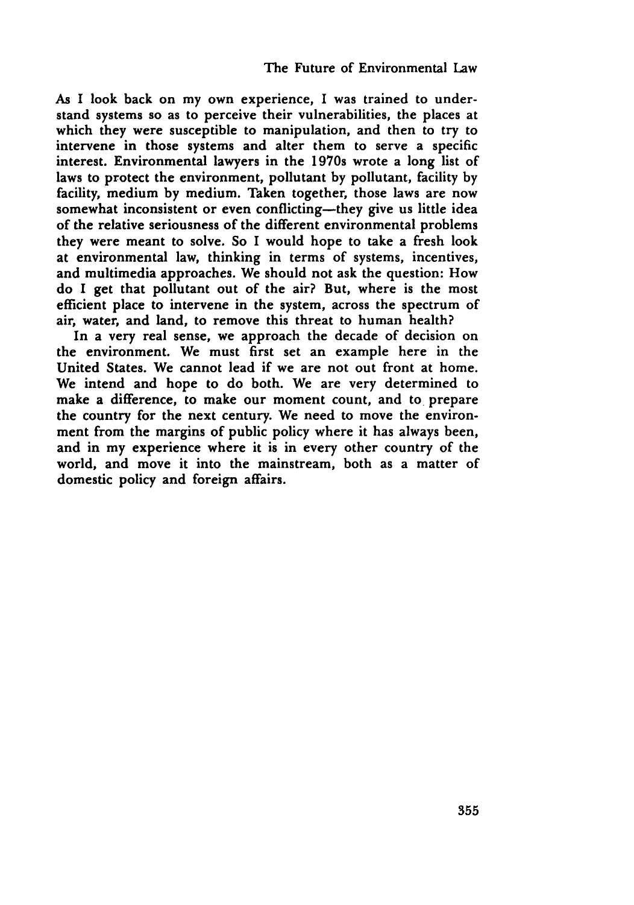As I look back on my own experience, I was trained to understand systems so as to perceive their vulnerabilities, the places at which they were susceptible to manipulation, and then to try to intervene in those systems and alter them to serve a specific interest. Environmental lawyers in the 1970s wrote a long list of laws to protect the environment, pollutant by pollutant, facility by facility, medium by medium. Taken together, those laws are now somewhat inconsistent or even conflicting—they give us little idea of the relative seriousness of the different environmental problems they were meant to solve. So I would hope to take a fresh look at environmental law, thinking in terms of systems, incentives, and multimedia approaches. We should not ask the question: How do I get that pollutant out of the air? But, where is the most efficient place to intervene in the system, across the spectrum of air, water, and land, to remove this threat to human health?

In a very real sense, we approach the decade of decision on the environment. We must first set an example here in the United States. We cannot lead if we are not out front at home. We intend and hope to do both. We are very determined to make a difference, to make our moment count, and to prepare the country for the next century. We need to move the environment from the margins of public policy where it has always been, and in my experience where it is in every other country of the world, and move it into the mainstream, both as a matter of domestic policy and foreign affairs.